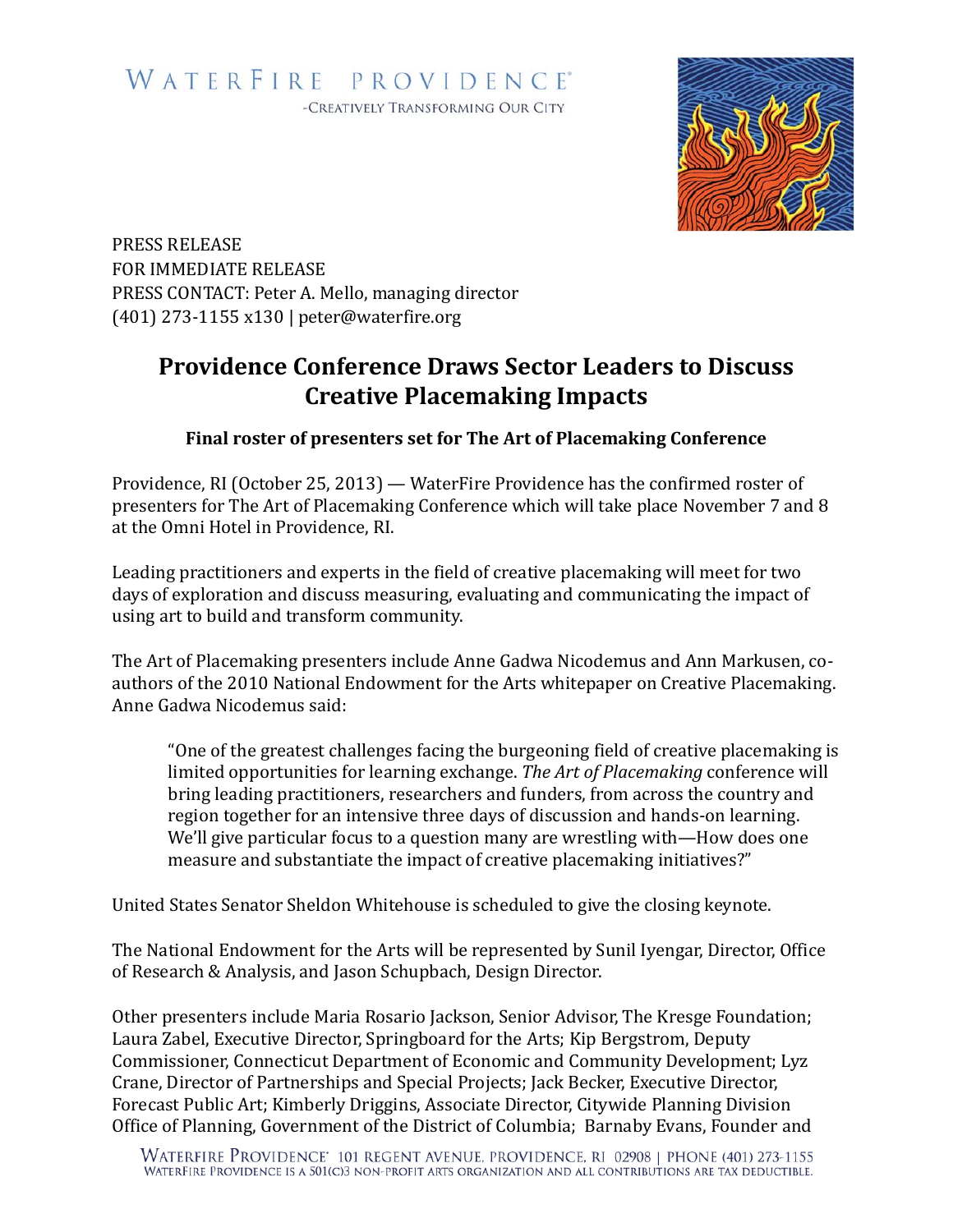WATERFIRE PROVIDENCE®

-CREATIVELY TRANSFORMING OUR CITY

PRESS RELEASE
FOR IMMEDIATE RELEASE
PRESS CONTACT: Peter A. Mello, managing director
(401) 273-1155 x130 | peter@waterfire.org

# Providence Conference Draws Sector Leaders to Discuss Creative Placemaking Impacts

**Final roster of presenters set for The Art of Placemaking Conference**

Providence, RI (October 25, 2013) — WaterFire Providence has the confirmed roster of presenters for The Art of Placemaking Conference which will take place November 7 and 8 at the Omni Hotel in Providence, RI.

Leading practitioners and experts in the field of creative placemaking will meet for two days of exploration and discuss measuring, evaluating and communicating the impact of using art to build and transform community.

The Art of Placemaking presenters include Anne Gadwa Nicodemus and Ann Markusen, co-authors of the 2010 National Endowment for the Arts whitepaper on Creative Placemaking. Anne Gadwa Nicodemus said:

> "One of the greatest challenges facing the burgeoning field of creative placemaking is limited opportunities for learning exchange. *The Art of Placemaking* conference will bring leading practitioners, researchers and funders, from across the country and region together for an intensive three days of discussion and hands-on learning. We'll give particular focus to a question many are wrestling with—How does one measure and substantiate the impact of creative placemaking initiatives?"

United States Senator Sheldon Whitehouse is scheduled to give the closing keynote.

The National Endowment for the Arts will be represented by Sunil Iyengar, Director, Office of Research & Analysis, and Jason Schupbach, Design Director.

Other presenters include Maria Rosario Jackson, Senior Advisor, The Kresge Foundation; Laura Zabel, Executive Director, Springboard for the Arts; Kip Bergstrom, Deputy Commissioner, Connecticut Department of Economic and Community Development; Lyz Crane, Director of Partnerships and Special Projects; Jack Becker, Executive Director, Forecast Public Art; Kimberly Driggins, Associate Director, Citywide Planning Division Office of Planning, Government of the District of Columbia; Barnaby Evans, Founder and

WATERFIRE PROVIDENCE® 101 REGENT AVENUE, PROVIDENCE, RI 02908 | PHONE (401) 273-1155
WATERFIRE PROVIDENCE IS A 501(C)3 NON-PROFIT ARTS ORGANIZATION AND ALL CONTRIBUTIONS ARE TAX DEDUCTIBLE.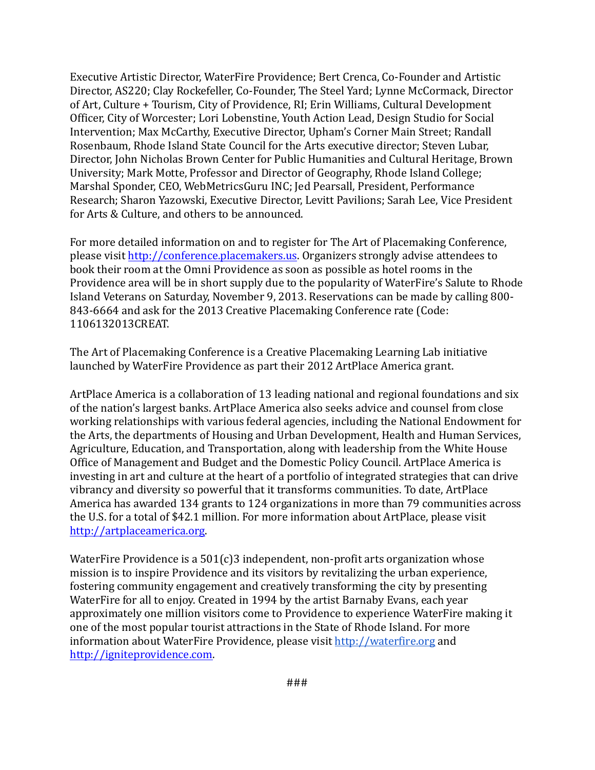Executive Artistic Director, WaterFire Providence; Bert Crenca, Co-Founder and Artistic Director, AS220; Clay Rockefeller, Co-Founder, The Steel Yard; Lynne McCormack, Director of Art, Culture + Tourism, City of Providence, RI; Erin Williams, Cultural Development Officer, City of Worcester; Lori Lobenstine, Youth Action Lead, Design Studio for Social Intervention; Max McCarthy, Executive Director, Upham's Corner Main Street; Randall Rosenbaum, Rhode Island State Council for the Arts executive director; Steven Lubar, Director, John Nicholas Brown Center for Public Humanities and Cultural Heritage, Brown University; Mark Motte, Professor and Director of Geography, Rhode Island College; Marshal Sponder, CEO, WebMetricsGuru INC; Jed Pearsall, President, Performance Research; Sharon Yazowski, Executive Director, Levitt Pavilions; Sarah Lee, Vice President for Arts & Culture, and others to be announced.

For more detailed information on and to register for The Art of Placemaking Conference, please visit http://conference.placemakers.us. Organizers strongly advise attendees to book their room at the Omni Providence as soon as possible as hotel rooms in the Providence area will be in short supply due to the popularity of WaterFire's Salute to Rhode Island Veterans on Saturday, November 9, 2013. Reservations can be made by calling 800-843-6664 and ask for the 2013 Creative Placemaking Conference rate (Code: 1106132013CREAT.

The Art of Placemaking Conference is a Creative Placemaking Learning Lab initiative launched by WaterFire Providence as part their 2012 ArtPlace America grant.

ArtPlace America is a collaboration of 13 leading national and regional foundations and six of the nation's largest banks. ArtPlace America also seeks advice and counsel from close working relationships with various federal agencies, including the National Endowment for the Arts, the departments of Housing and Urban Development, Health and Human Services, Agriculture, Education, and Transportation, along with leadership from the White House Office of Management and Budget and the Domestic Policy Council. ArtPlace America is investing in art and culture at the heart of a portfolio of integrated strategies that can drive vibrancy and diversity so powerful that it transforms communities. To date, ArtPlace America has awarded 134 grants to 124 organizations in more than 79 communities across the U.S. for a total of $42.1 million. For more information about ArtPlace, please visit http://artplaceamerica.org.

WaterFire Providence is a 501(c)3 independent, non-profit arts organization whose mission is to inspire Providence and its visitors by revitalizing the urban experience, fostering community engagement and creatively transforming the city by presenting WaterFire for all to enjoy. Created in 1994 by the artist Barnaby Evans, each year approximately one million visitors come to Providence to experience WaterFire making it one of the most popular tourist attractions in the State of Rhode Island. For more information about WaterFire Providence, please visit http://waterfire.org and http://igniteprovidence.com.

###